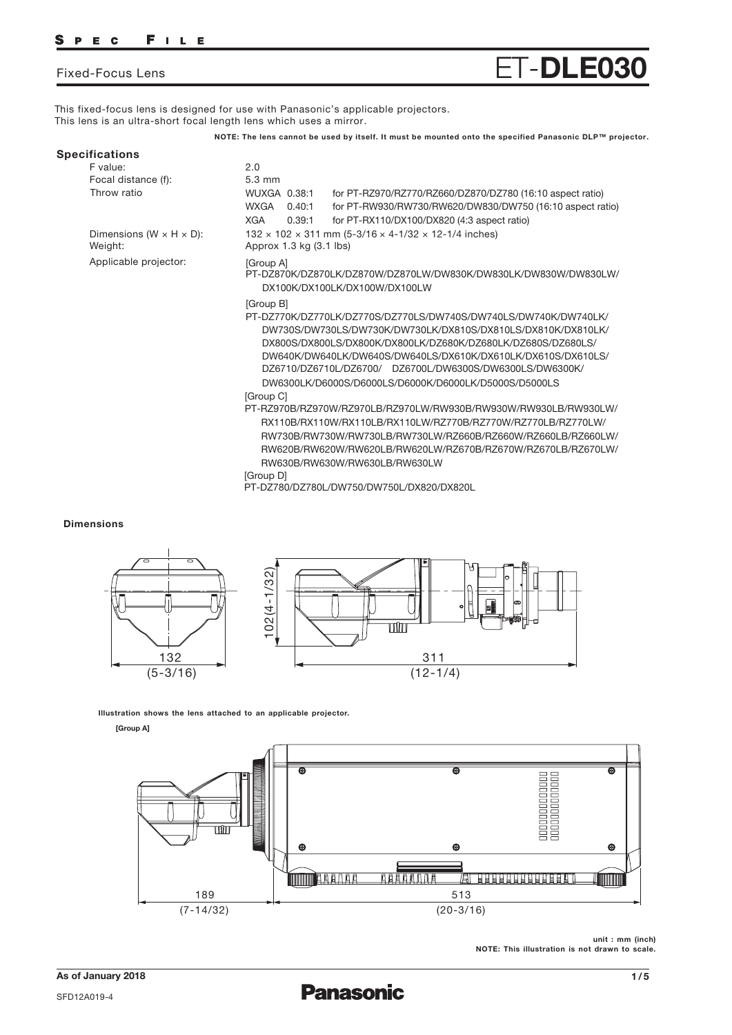# Fixed-Focus Lens ET-DLE030

This fixed-focus lens is designed for use with Panasonic's applicable projectors.
This lens is an ultra-short focal length lens which uses a mirror.

**NOTE: The lens cannot be used by itself. It must be mounted onto the specified Panasonic DLP™ projector.**

## Specifications

| | |
|---|---|
| F value: | 2.0 |
| Focal distance (f): | 5.3 mm |
| Throw ratio | WUXGA 0.38:1 for PT-RZ970/RZ770/RZ660/DZ870/DZ780 (16:10 aspect ratio)<br>WXGA 0.40:1 for PT-RW930/RW730/RW620/DW830/DW750 (16:10 aspect ratio)<br>XGA 0.39:1 for PT-RX110/DX100/DX820 (4:3 aspect ratio) |
| Dimensions (W × H × D): | 132 × 102 × 311 mm (5-3/16 × 4-1/32 × 12-1/4 inches) |
| Weight: | Approx 1.3 kg (3.1 lbs) |
| Applicable projector: | [Group A]<br>PT-DZ870K/DZ870LK/DZ870W/DZ870LW/DW830K/DW830LK/DW830W/DW830LW/DX100K/DX100LK/DX100W/DX100LW<br>[Group B]<br>PT-DZ770K/DZ770LK/DZ770S/DZ770LS/DW740S/DW740LS/DW740K/DW740LK/DW730S/DW730LS/DW730K/DW730LK/DX810S/DX810LS/DX810K/DX810LK/DX800S/DX800LS/DX800K/DX800LK/DZ680K/DZ680LK/DZ680S/DZ680LS/DW640K/DW640LK/DW640S/DW640LS/DX610K/DX610LK/DX610S/DX610LS/DZ6710/DZ6710L/DZ6700/ DZ6700L/DW6300S/DW6300LS/DW6300K/DW6300LK/D6000S/D6000LS/D6000K/D6000LK/D5000S/D5000LS<br>[Group C]<br>PT-RZ970B/RZ970W/RZ970LB/RZ970LW/RW930B/RW930W/RW930LB/RW930LW/RX110B/RX110W/RX110LB/RX110LW/RZ770B/RZ770W/RZ770LB/RZ770LW/RW730B/RW730W/RW730LB/RW730LW/RZ660B/RZ660W/RZ660LB/RZ660LW/RW620B/RW620W/RW620LB/RW620LW/RZ670B/RZ670W/RZ670LB/RZ670LW/RW630B/RW630W/RW630LB/RW630LW<br>[Group D]<br>PT-DZ780/DZ780L/DW750/DW750L/DX820/DX820L |

### Dimensions

132 (5-3/16)

102 (4-1/32)

311 (12-1/4)

**Illustration shows the lens attached to an applicable projector.**

**[Group A]**

189 (7-14/32)

513 (20-3/16)

unit : mm (inch)
NOTE: This illustration is not drawn to scale.

As of January 2018

SFD12A019-4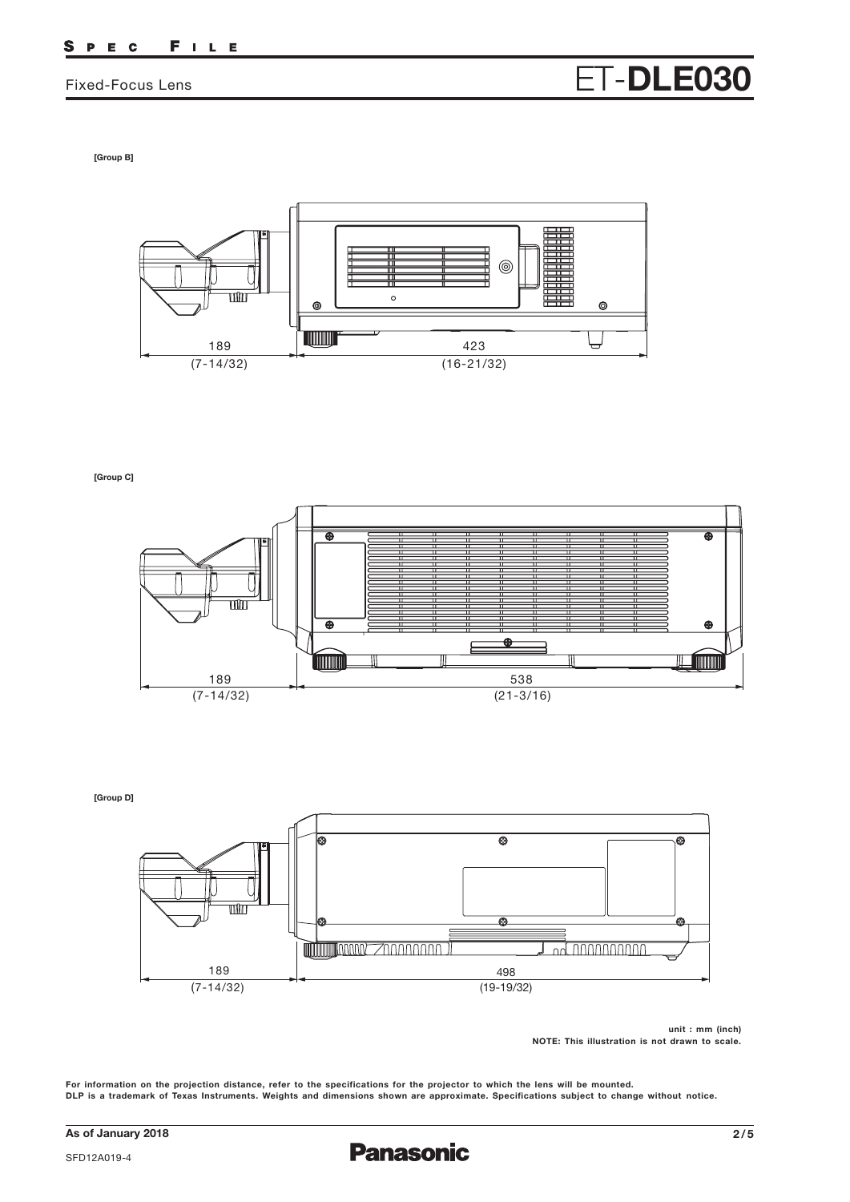Fixed-Focus Lens

# ET-DLE030

**[Group B]**

189
(7-14/32)

423
(16-21/32)

**[Group C]**

189
(7-14/32)

538
(21-3/16)

**[Group D]**

189
(7-14/32)

498
(19-19/32)

**unit : mm (inch)**
**NOTE: This illustration is not drawn to scale.**

**For information on the projection distance, refer to the specifications for the projector to which the lens will be mounted.**
**DLP is a trademark of Texas Instruments. Weights and dimensions shown are approximate. Specifications subject to change without notice.**

**As of January 2018**

SFD12A019-4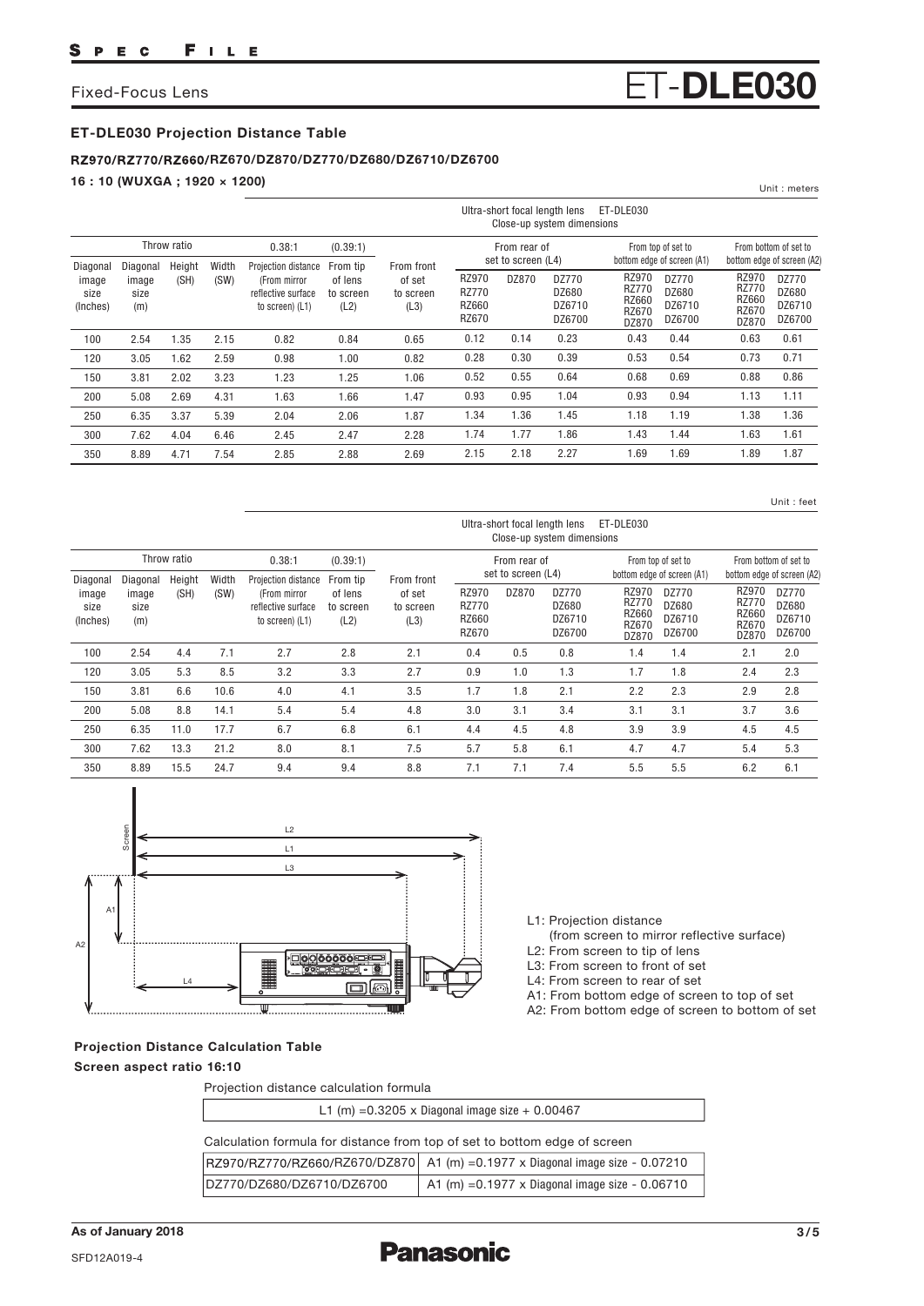Fixed-Focus Lens

# ET-DLE030

### ET-DLE030 Projection Distance Table

**RZ970/RZ770/RZ660/RZ670/DZ870/DZ770/DZ680/DZ6710/DZ6700**

**16 : 10 (WUXGA ; 1920 × 1200)**

Unit : meters

Ultra-short focal length lens ET-DLE030 — Close-up system dimensions

| Diagonal image size (Inches) | Throw ratio: Diagonal image size (m) | Height (SH) | Width (SW) | 0.38:1 Projection distance (From mirror reflective surface to screen) (L1) | (0.39:1) From tip of lens to screen (L2) | From front of set to screen (L3) | From rear of set to screen (L4): RZ970 RZ770 RZ660 RZ670 | DZ870 | DZ770 DZ680 DZ6710 DZ6700 | From top of set to bottom edge of screen (A1): RZ970 RZ770 RZ660 RZ670 DZ870 | DZ770 DZ680 DZ6710 DZ6700 | From bottom of set to bottom edge of screen (A2): RZ970 RZ770 RZ660 RZ670 DZ870 | DZ770 DZ680 DZ6710 DZ6700 |
|---|---|---|---|---|---|---|---|---|---|---|---|---|---|
| 100 | 2.54 | 1.35 | 2.15 | 0.82 | 0.84 | 0.65 | 0.12 | 0.14 | 0.23 | 0.43 | 0.44 | 0.63 | 0.61 |
| 120 | 3.05 | 1.62 | 2.59 | 0.98 | 1.00 | 0.82 | 0.28 | 0.30 | 0.39 | 0.53 | 0.54 | 0.73 | 0.71 |
| 150 | 3.81 | 2.02 | 3.23 | 1.23 | 1.25 | 1.06 | 0.52 | 0.55 | 0.64 | 0.68 | 0.69 | 0.88 | 0.86 |
| 200 | 5.08 | 2.69 | 4.31 | 1.63 | 1.66 | 1.47 | 0.93 | 0.95 | 1.04 | 0.93 | 0.94 | 1.13 | 1.11 |
| 250 | 6.35 | 3.37 | 5.39 | 2.04 | 2.06 | 1.87 | 1.34 | 1.36 | 1.45 | 1.18 | 1.19 | 1.38 | 1.36 |
| 300 | 7.62 | 4.04 | 6.46 | 2.45 | 2.47 | 2.28 | 1.74 | 1.77 | 1.86 | 1.43 | 1.44 | 1.63 | 1.61 |
| 350 | 8.89 | 4.71 | 7.54 | 2.85 | 2.88 | 2.69 | 2.15 | 2.18 | 2.27 | 1.69 | 1.69 | 1.89 | 1.87 |

Unit : feet

Ultra-short focal length lens ET-DLE030 — Close-up system dimensions

| Diagonal image size (Inches) | Throw ratio: Diagonal image size (m) | Height (SH) | Width (SW) | 0.38:1 Projection distance (From mirror reflective surface to screen) (L1) | (0.39:1) From tip of lens to screen (L2) | From front of set to screen (L3) | From rear of set to screen (L4): RZ970 RZ770 RZ660 RZ670 | DZ870 | DZ770 DZ680 DZ6710 DZ6700 | From top of set to bottom edge of screen (A1): RZ970 RZ770 RZ660 RZ670 DZ870 | DZ770 DZ680 DZ6710 DZ6700 | From bottom of set to bottom edge of screen (A2): RZ970 RZ770 RZ660 RZ670 DZ870 | DZ770 DZ680 DZ6710 DZ6700 |
|---|---|---|---|---|---|---|---|---|---|---|---|---|---|
| 100 | 2.54 | 4.4 | 7.1 | 2.7 | 2.8 | 2.1 | 0.4 | 0.5 | 0.8 | 1.4 | 1.4 | 2.1 | 2.0 |
| 120 | 3.05 | 5.3 | 8.5 | 3.2 | 3.3 | 2.7 | 0.9 | 1.0 | 1.3 | 1.7 | 1.8 | 2.4 | 2.3 |
| 150 | 3.81 | 6.6 | 10.6 | 4.0 | 4.1 | 3.5 | 1.7 | 1.8 | 2.1 | 2.2 | 2.3 | 2.9 | 2.8 |
| 200 | 5.08 | 8.8 | 14.1 | 5.4 | 5.4 | 4.8 | 3.0 | 3.1 | 3.4 | 3.1 | 3.1 | 3.7 | 3.6 |
| 250 | 6.35 | 11.0 | 17.7 | 6.7 | 6.8 | 6.1 | 4.4 | 4.5 | 4.8 | 3.9 | 3.9 | 4.5 | 4.5 |
| 300 | 7.62 | 13.3 | 21.2 | 8.0 | 8.1 | 7.5 | 5.7 | 5.8 | 6.1 | 4.7 | 4.7 | 5.4 | 5.3 |
| 350 | 8.89 | 15.5 | 24.7 | 9.4 | 9.4 | 8.8 | 7.1 | 7.1 | 7.4 | 5.5 | 5.5 | 6.2 | 6.1 |

- L1: Projection distance (from screen to mirror reflective surface)
- L2: From screen to tip of lens
- L3: From screen to front of set
- L4: From screen to rear of set
- A1: From bottom edge of screen to top of set
- A2: From bottom edge of screen to bottom of set

### Projection Distance Calculation Table

**Screen aspect ratio 16:10**

Projection distance calculation formula

L1 (m) =0.3205 x Diagonal image size + 0.00467

Calculation formula for distance from top of set to bottom edge of screen

| | |
|---|---|
| RZ970/RZ770/RZ660/RZ670/DZ870 | A1 (m) =0.1977 x Diagonal image size - 0.07210 |
| DZ770/DZ680/DZ6710/DZ6700 | A1 (m) =0.1977 x Diagonal image size - 0.06710 |

As of January 2018

SFD12A019-4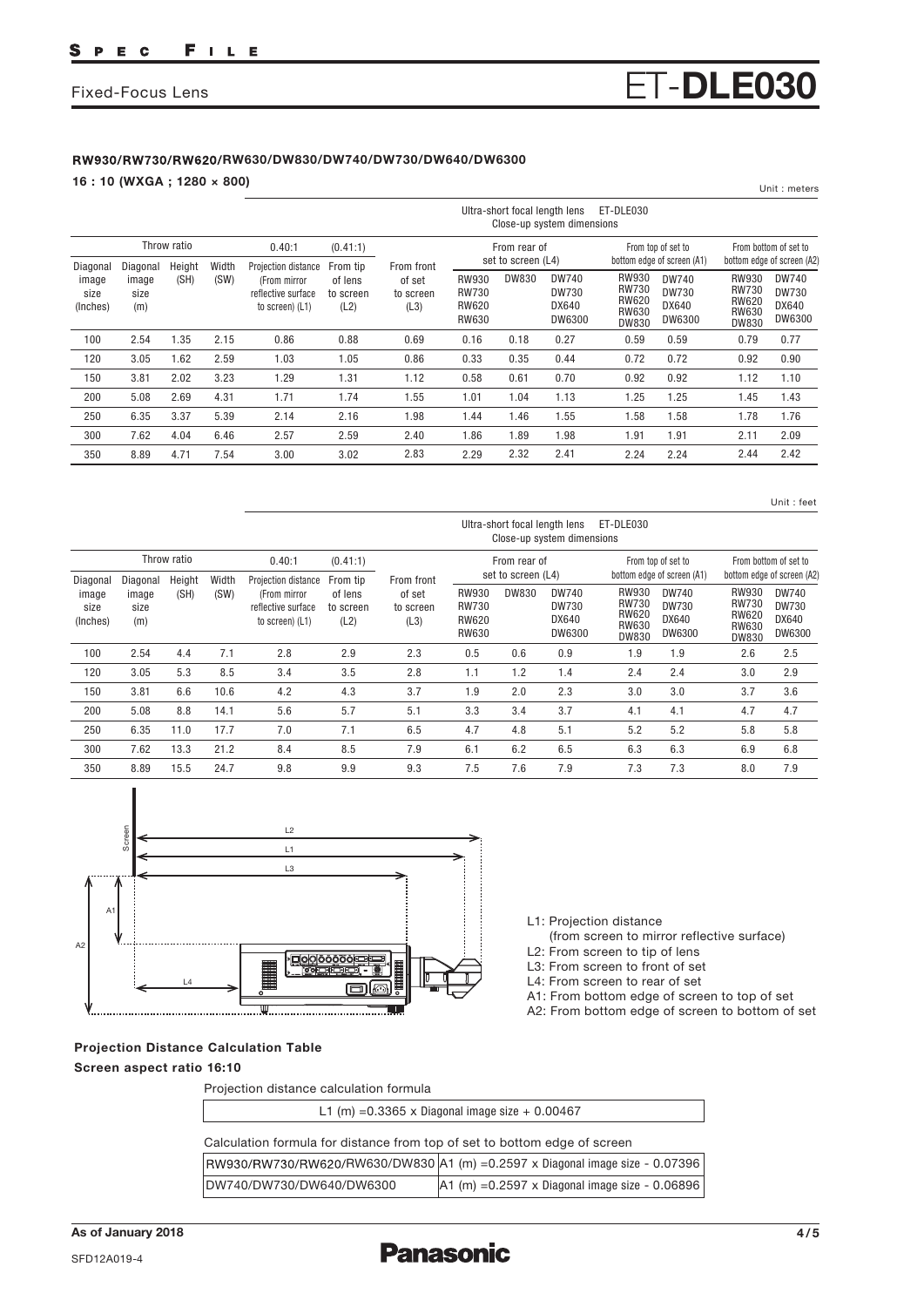Fixed-Focus Lens

# ET-DLE030

### RW930/RW730/RW620/RW630/DW830/DW740/DW730/DW640/DW6300

**16 : 10 (WXGA ; 1280 × 800)**

Unit : meters

| Throw ratio | | | | 0.40:1 | (0.41:1) | | Ultra-short focal length lens ET-DLE030 Close-up system dimensions | | | | | | |
|---|---|---|---|---|---|---|---|---|---|---|---|---|---|
| | | | | | | | From rear of set to screen (L4) | | | From top of set to bottom edge of screen (A1) | | From bottom of set to bottom edge of screen (A2) | |
| Diagonal image size (Inches) | Diagonal image size (m) | Height (SH) | Width (SW) | Projection distance (From mirror reflective surface to screen) (L1) | From tip of lens to screen (L2) | From front of set to screen (L3) | RW930 RW730 RW620 RW630 | DW830 | DW740 DW730 DX640 DW6300 | RW930 RW730 RW620 RW630 DW830 | DW740 DW730 DX640 DW6300 | RW930 RW730 RW620 RW630 DW830 | DW740 DW730 DX640 DW6300 |
| 100 | 2.54 | 1.35 | 2.15 | 0.86 | 0.88 | 0.69 | 0.16 | 0.18 | 0.27 | 0.59 | 0.59 | 0.79 | 0.77 |
| 120 | 3.05 | 1.62 | 2.59 | 1.03 | 1.05 | 0.86 | 0.33 | 0.35 | 0.44 | 0.72 | 0.72 | 0.92 | 0.90 |
| 150 | 3.81 | 2.02 | 3.23 | 1.29 | 1.31 | 1.12 | 0.58 | 0.61 | 0.70 | 0.92 | 0.92 | 1.12 | 1.10 |
| 200 | 5.08 | 2.69 | 4.31 | 1.71 | 1.74 | 1.55 | 1.01 | 1.04 | 1.13 | 1.25 | 1.25 | 1.45 | 1.43 |
| 250 | 6.35 | 3.37 | 5.39 | 2.14 | 2.16 | 1.98 | 1.44 | 1.46 | 1.55 | 1.58 | 1.58 | 1.78 | 1.76 |
| 300 | 7.62 | 4.04 | 6.46 | 2.57 | 2.59 | 2.40 | 1.86 | 1.89 | 1.98 | 1.91 | 1.91 | 2.11 | 2.09 |
| 350 | 8.89 | 4.71 | 7.54 | 3.00 | 3.02 | 2.83 | 2.29 | 2.32 | 2.41 | 2.24 | 2.24 | 2.44 | 2.42 |

Unit : feet

| Throw ratio | | | | 0.40:1 | (0.41:1) | | Ultra-short focal length lens ET-DLE030 Close-up system dimensions | | | | | | |
|---|---|---|---|---|---|---|---|---|---|---|---|---|---|
| | | | | | | | From rear of set to screen (L4) | | | From top of set to bottom edge of screen (A1) | | From bottom of set to bottom edge of screen (A2) | |
| Diagonal image size (Inches) | Diagonal image size (m) | Height (SH) | Width (SW) | Projection distance (From mirror reflective surface to screen) (L1) | From tip of lens to screen (L2) | From front of set to screen (L3) | RW930 RW730 RW620 RW630 | DW830 | DW740 DW730 DX640 DW6300 | RW930 RW730 RW620 RW630 DW830 | DW740 DW730 DX640 DW6300 | RW930 RW730 RW620 RW630 DW830 | DW740 DW730 DX640 DW6300 |
| 100 | 2.54 | 4.4 | 7.1 | 2.8 | 2.9 | 2.3 | 0.5 | 0.6 | 0.9 | 1.9 | 1.9 | 2.6 | 2.5 |
| 120 | 3.05 | 5.3 | 8.5 | 3.4 | 3.5 | 2.8 | 1.1 | 1.2 | 1.4 | 2.4 | 2.4 | 3.0 | 2.9 |
| 150 | 3.81 | 6.6 | 10.6 | 4.2 | 4.3 | 3.7 | 1.9 | 2.0 | 2.3 | 3.0 | 3.0 | 3.7 | 3.6 |
| 200 | 5.08 | 8.8 | 14.1 | 5.6 | 5.7 | 5.1 | 3.3 | 3.4 | 3.7 | 4.1 | 4.1 | 4.7 | 4.7 |
| 250 | 6.35 | 11.0 | 17.7 | 7.0 | 7.1 | 6.5 | 4.7 | 4.8 | 5.1 | 5.2 | 5.2 | 5.8 | 5.8 |
| 300 | 7.62 | 13.3 | 21.2 | 8.4 | 8.5 | 7.9 | 6.1 | 6.2 | 6.5 | 6.3 | 6.3 | 6.9 | 6.8 |
| 350 | 8.89 | 15.5 | 24.7 | 9.8 | 9.9 | 9.3 | 7.5 | 7.6 | 7.9 | 7.3 | 7.3 | 8.0 | 7.9 |

L1: Projection distance (from screen to mirror reflective surface)
L2: From screen to tip of lens
L3: From screen to front of set
L4: From screen to rear of set
A1: From bottom edge of screen to top of set
A2: From bottom edge of screen to bottom of set

**Projection Distance Calculation Table**

**Screen aspect ratio 16:10**

Projection distance calculation formula

| L1 (m) =0.3365 x Diagonal image size + 0.00467 |
|---|

Calculation formula for distance from top of set to bottom edge of screen

| | |
|---|---|
| RW930/RW730/RW620/RW630/DW830 | A1 (m) =0.2597 x Diagonal image size - 0.07396 |
| DW740/DW730/DW640/DW6300 | A1 (m) =0.2597 x Diagonal image size - 0.06896 |

As of January 2018

SFD12A019-4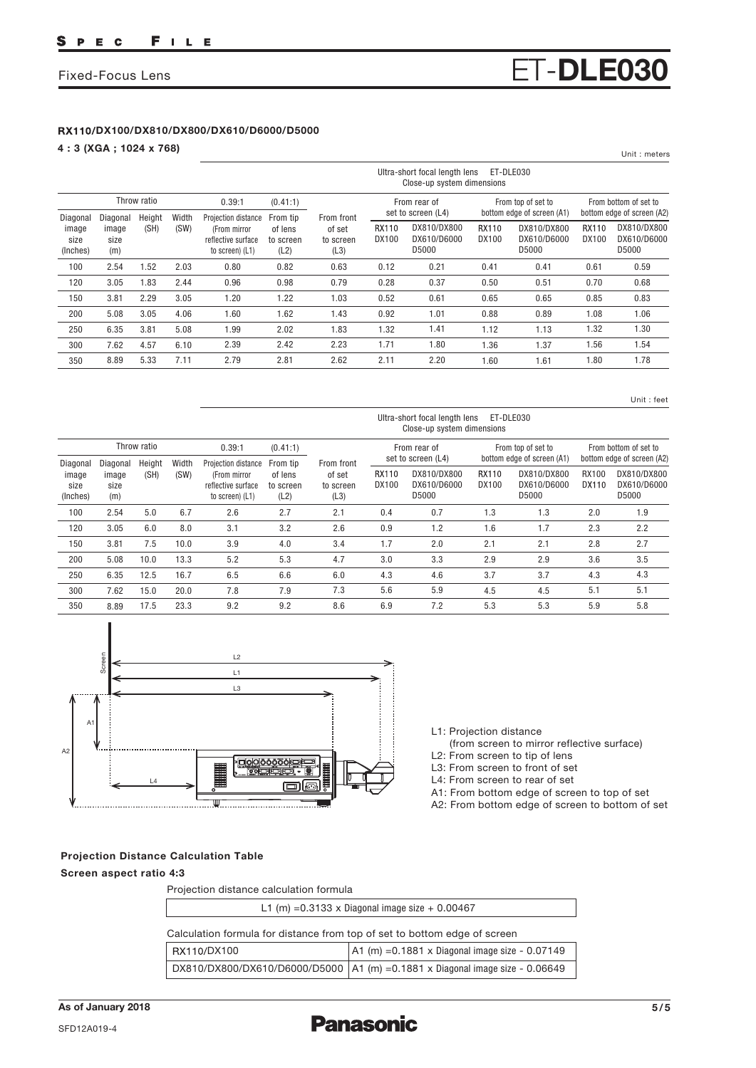# Fixed-Focus Lens ET-DLE030

### RX110/DX100/DX810/DX800/DX610/D6000/D5000

**4 : 3 (XGA ; 1024 x 768)**

Unit : meters

| | | | | Ultra-short focal length lens ET-DLE030 Close-up system dimensions | | | | | | | | |
|---|---|---|---|---|---|---|---|---|---|---|---|---|
| Throw ratio | | | | 0.39:1 | (0.41:1) | | From rear of set to screen (L4) | | From top of set to bottom edge of screen (A1) | | From bottom of set to bottom edge of screen (A2) | |
| Diagonal image size (Inches) | Diagonal image size (m) | Height (SH) | Width (SW) | Projection distance (From mirror reflective surface to screen) (L1) | From tip of lens to screen (L2) | From front of set to screen (L3) | RX110 DX100 | DX810/DX800 DX610/D6000 D5000 | RX110 DX100 | DX810/DX800 DX610/D6000 D5000 | RX110 DX100 | DX810/DX800 DX610/D6000 D5000 |
| 100 | 2.54 | 1.52 | 2.03 | 0.80 | 0.82 | 0.63 | 0.12 | 0.21 | 0.41 | 0.41 | 0.61 | 0.59 |
| 120 | 3.05 | 1.83 | 2.44 | 0.96 | 0.98 | 0.79 | 0.28 | 0.37 | 0.50 | 0.51 | 0.70 | 0.68 |
| 150 | 3.81 | 2.29 | 3.05 | 1.20 | 1.22 | 1.03 | 0.52 | 0.61 | 0.65 | 0.65 | 0.85 | 0.83 |
| 200 | 5.08 | 3.05 | 4.06 | 1.60 | 1.62 | 1.43 | 0.92 | 1.01 | 0.88 | 0.89 | 1.08 | 1.06 |
| 250 | 6.35 | 3.81 | 5.08 | 1.99 | 2.02 | 1.83 | 1.32 | 1.41 | 1.12 | 1.13 | 1.32 | 1.30 |
| 300 | 7.62 | 4.57 | 6.10 | 2.39 | 2.42 | 2.23 | 1.71 | 1.80 | 1.36 | 1.37 | 1.56 | 1.54 |
| 350 | 8.89 | 5.33 | 7.11 | 2.79 | 2.81 | 2.62 | 2.11 | 2.20 | 1.60 | 1.61 | 1.80 | 1.78 |

Unit : feet

| | | | | Ultra-short focal length lens ET-DLE030 Close-up system dimensions | | | | | | | | |
|---|---|---|---|---|---|---|---|---|---|---|---|---|
| Throw ratio | | | | 0.39:1 | (0.41:1) | | From rear of set to screen (L4) | | From top of set to bottom edge of screen (A1) | | From bottom of set to bottom edge of screen (A2) | |
| Diagonal image size (Inches) | Diagonal image size (m) | Height (SH) | Width (SW) | Projection distance (From mirror reflective surface to screen) (L1) | From tip of lens to screen (L2) | From front of set to screen (L3) | RX110 DX100 | DX810/DX800 DX610/D6000 D5000 | RX110 DX100 | DX810/DX800 DX610/D6000 D5000 | RX100 DX110 | DX810/DX800 DX610/D6000 D5000 |
| 100 | 2.54 | 5.0 | 6.7 | 2.6 | 2.7 | 2.1 | 0.4 | 0.7 | 1.3 | 1.3 | 2.0 | 1.9 |
| 120 | 3.05 | 6.0 | 8.0 | 3.1 | 3.2 | 2.6 | 0.9 | 1.2 | 1.6 | 1.7 | 2.3 | 2.2 |
| 150 | 3.81 | 7.5 | 10.0 | 3.9 | 4.0 | 3.4 | 1.7 | 2.0 | 2.1 | 2.1 | 2.8 | 2.7 |
| 200 | 5.08 | 10.0 | 13.3 | 5.2 | 5.3 | 4.7 | 3.0 | 3.3 | 2.9 | 2.9 | 3.6 | 3.5 |
| 250 | 6.35 | 12.5 | 16.7 | 6.5 | 6.6 | 6.0 | 4.3 | 4.6 | 3.7 | 3.7 | 4.3 | 4.3 |
| 300 | 7.62 | 15.0 | 20.0 | 7.8 | 7.9 | 7.3 | 5.6 | 5.9 | 4.5 | 4.5 | 5.1 | 5.1 |
| 350 | 8.89 | 17.5 | 23.3 | 9.2 | 9.2 | 8.6 | 6.9 | 7.2 | 5.3 | 5.3 | 5.9 | 5.8 |

Screen
L2
L1
L3
A1
A2
L4

L1: Projection distance (from screen to mirror reflective surface)
L2: From screen to tip of lens
L3: From screen to front of set
L4: From screen to rear of set
A1: From bottom edge of screen to top of set
A2: From bottom edge of screen to bottom of set

### Projection Distance Calculation Table

**Screen aspect ratio 4:3**

Projection distance calculation formula

| |
|---|
| L1 (m) =0.3133 x Diagonal image size + 0.00467 |

Calculation formula for distance from top of set to bottom edge of screen

| | |
|---|---|
| RX110/DX100 | A1 (m) =0.1881 x Diagonal image size - 0.07149 |
| DX810/DX800/DX610/D6000/D5000 | A1 (m) =0.1881 x Diagonal image size - 0.06649 |

**As of January 2018**

SFD12A019-4